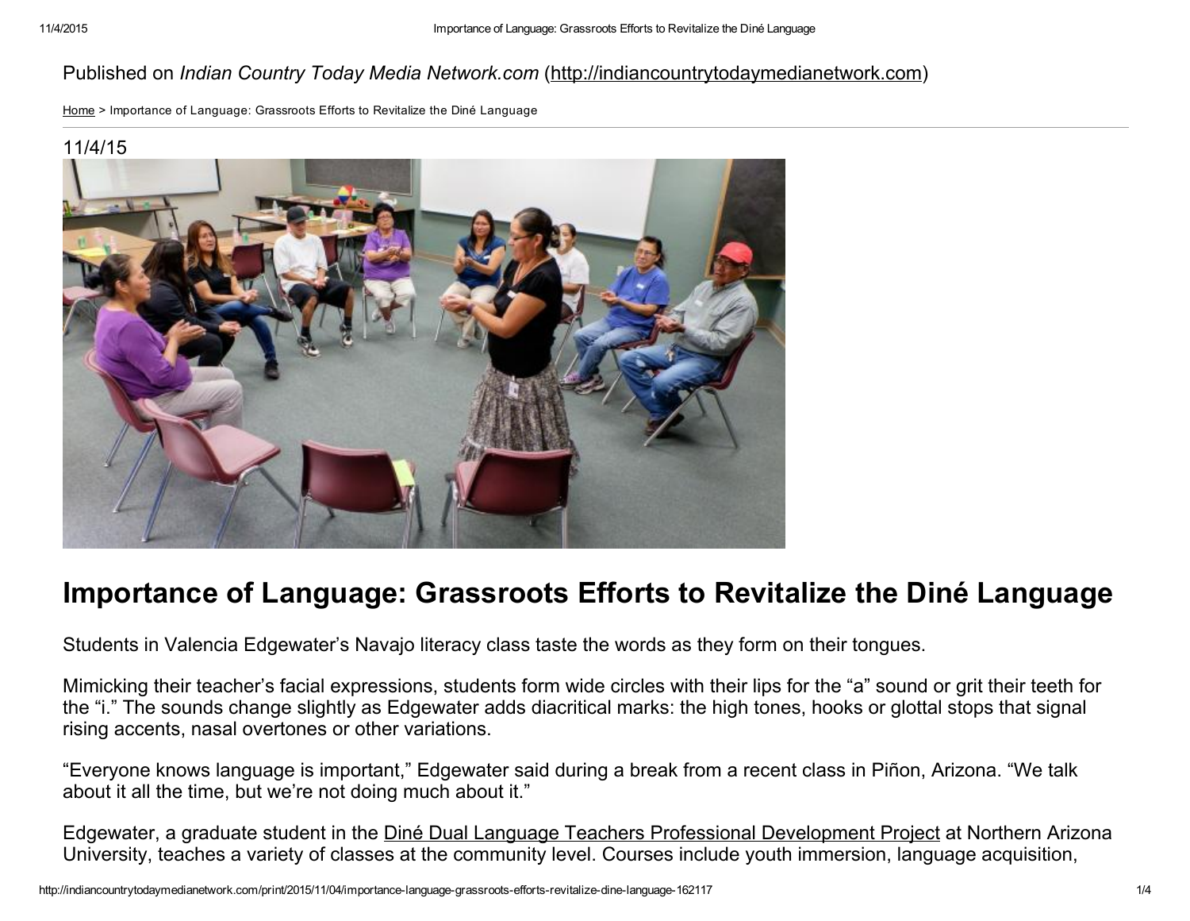Published on *Indian Country Today Media Network.com* (http://indiancountrytodaymedianetwork.com)

Home > Importance of Language: Grassroots Efforts to Revitalize the Diné Language

11/4/15

# Importance of Language: Grassroots Efforts to Revitalize the Diné Language

Students in Valencia Edgewater's Navajo literacy class taste the words as they form on their tongues.

Mimicking their teacher's facial expressions, students form wide circles with their lips for the "a" sound or grit their teeth for the "i." The sounds change slightly as Edgewater adds diacritical marks: the high tones, hooks or glottal stops that signal rising accents, nasal overtones or other variations.

"Everyone knows language is important," Edgewater said during a break from a recent class in Piñon, Arizona. "We talk about it all the time, but we're not doing much about it."

Edgewater, a graduate student in the Diné Dual Language Teachers Professional Development Project at Northern Arizona University, teaches a variety of classes at the community level. Courses include youth immersion, language acquisition,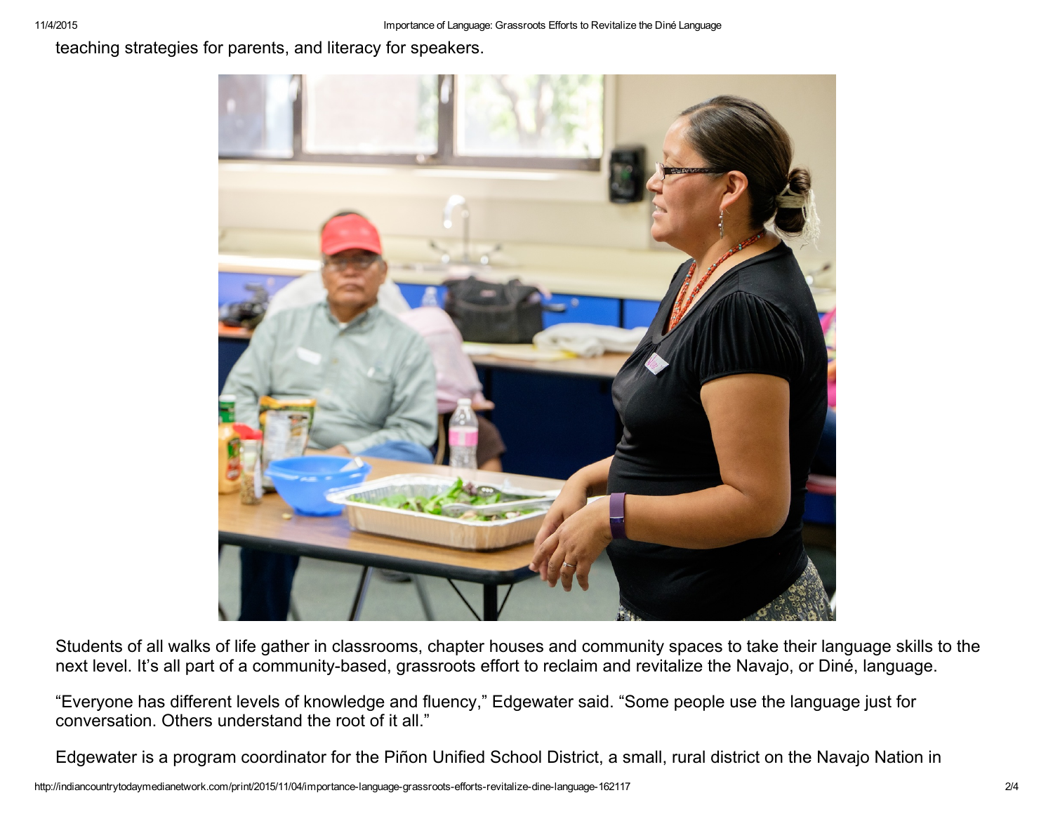teaching strategies for parents, and literacy for speakers.

Students of all walks of life gather in classrooms, chapter houses and community spaces to take their language skills to the next level. It's all part of a community-based, grassroots effort to reclaim and revitalize the Navajo, or Diné, language.

"Everyone has different levels of knowledge and fluency," Edgewater said. "Some people use the language just for conversation. Others understand the root of it all."

Edgewater is a program coordinator for the Piñon Unified School District, a small, rural district on the Navajo Nation in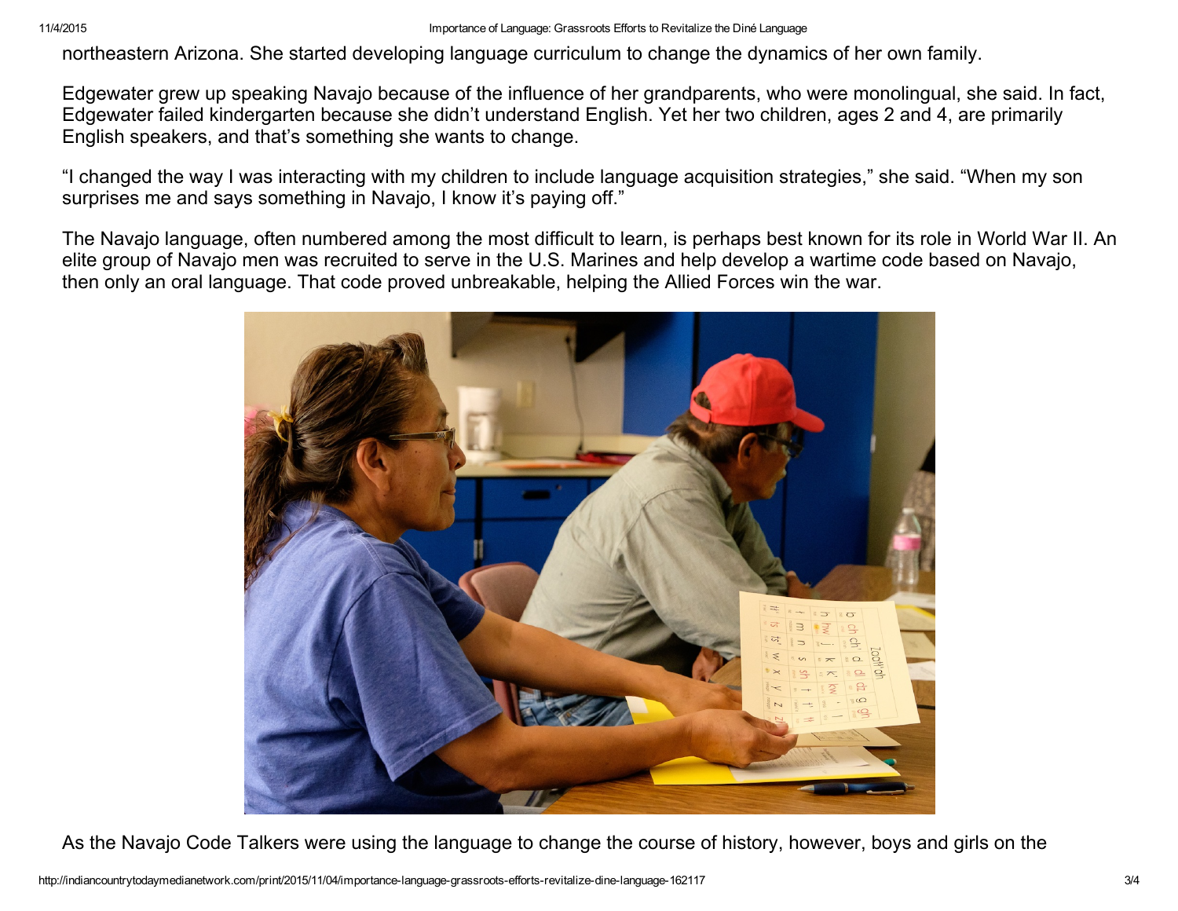northeastern Arizona. She started developing language curriculum to change the dynamics of her own family.

Edgewater grew up speaking Navajo because of the influence of her grandparents, who were monolingual, she said. In fact, Edgewater failed kindergarten because she didn't understand English. Yet her two children, ages 2 and 4, are primarily English speakers, and that's something she wants to change.

"I changed the way I was interacting with my children to include language acquisition strategies," she said. "When my son surprises me and says something in Navajo, I know it's paying off."

The Navajo language, often numbered among the most difficult to learn, is perhaps best known for its role in World War II. An elite group of Navajo men was recruited to serve in the U.S. Marines and help develop a wartime code based on Navajo, then only an oral language. That code proved unbreakable, helping the Allied Forces win the war.

As the Navajo Code Talkers were using the language to change the course of history, however, boys and girls on the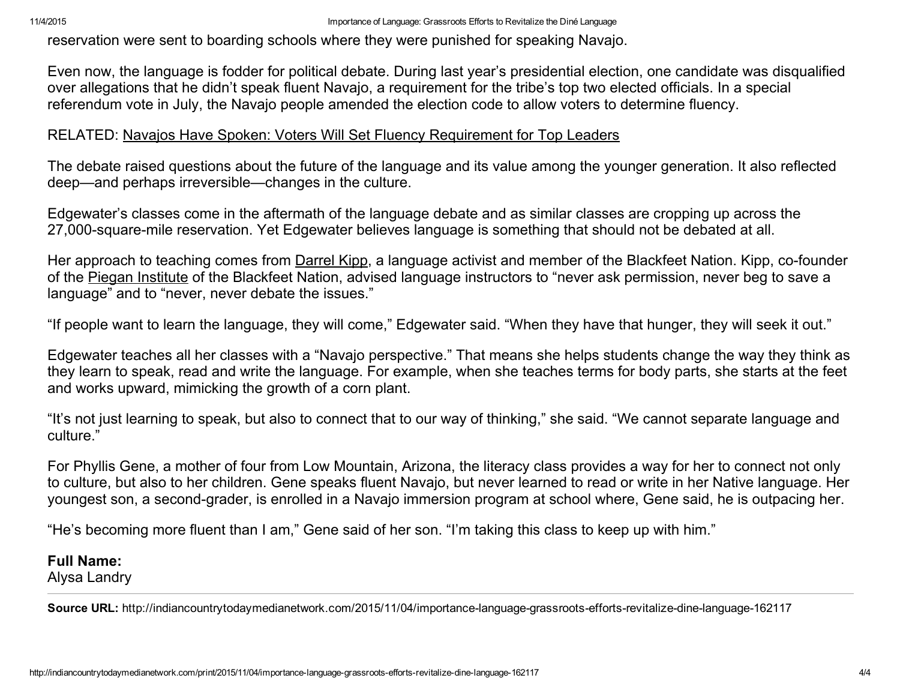reservation were sent to boarding schools where they were punished for speaking Navajo.

Even now, the language is fodder for political debate. During last year's presidential election, one candidate was disqualified over allegations that he didn't speak fluent Navajo, a requirement for the tribe's top two elected officials. In a special referendum vote in July, the Navajo people amended the election code to allow voters to determine fluency.

RELATED: Navajos Have Spoken: Voters Will Set Fluency Requirement for Top Leaders

The debate raised questions about the future of the language and its value among the younger generation. It also reflected deep—and perhaps irreversible—changes in the culture.

Edgewater's classes come in the aftermath of the language debate and as similar classes are cropping up across the 27,000-square-mile reservation. Yet Edgewater believes language is something that should not be debated at all.

Her approach to teaching comes from Darrel Kipp, a language activist and member of the Blackfeet Nation. Kipp, co-founder of the Piegan Institute of the Blackfeet Nation, advised language instructors to "never ask permission, never beg to save a language" and to "never, never debate the issues."

"If people want to learn the language, they will come," Edgewater said. "When they have that hunger, they will seek it out."

Edgewater teaches all her classes with a "Navajo perspective." That means she helps students change the way they think as they learn to speak, read and write the language. For example, when she teaches terms for body parts, she starts at the feet and works upward, mimicking the growth of a corn plant.

"It's not just learning to speak, but also to connect that to our way of thinking," she said. "We cannot separate language and culture."

For Phyllis Gene, a mother of four from Low Mountain, Arizona, the literacy class provides a way for her to connect not only to culture, but also to her children. Gene speaks fluent Navajo, but never learned to read or write in her Native language. Her youngest son, a second-grader, is enrolled in a Navajo immersion program at school where, Gene said, he is outpacing her.

"He's becoming more fluent than I am," Gene said of her son. "I'm taking this class to keep up with him."

**Full Name:**
Alysa Landry

**Source URL:** http://indiancountrytodaymedianetwork.com/2015/11/04/importance-language-grassroots-efforts-revitalize-dine-language-162117